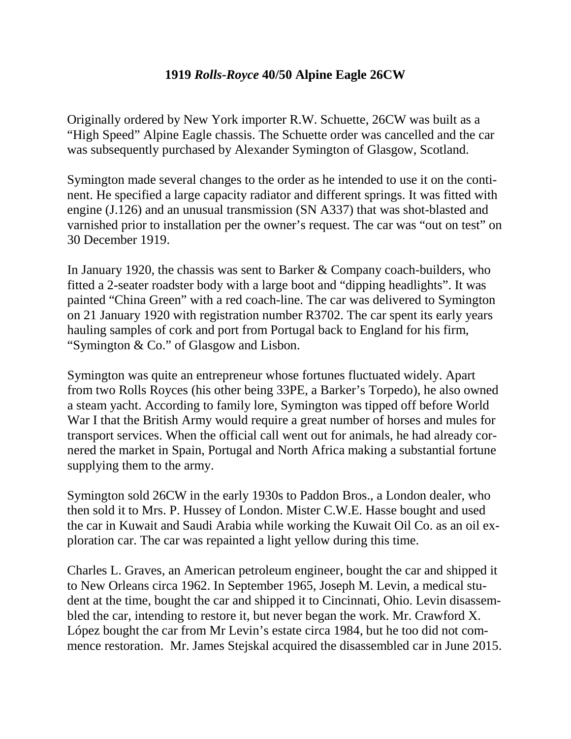## 1919 *Rolls-Royce* 40/50 Alpine Eagle 26CW

Originally ordered by New York importer R.W. Schuette, 26CW was built as a "High Speed" Alpine Eagle chassis. The Schuette order was cancelled and the car was subsequently purchased by Alexander Symington of Glasgow, Scotland.

Symington made several changes to the order as he intended to use it on the continent. He specified a large capacity radiator and different springs. It was fitted with engine (J.126) and an unusual transmission (SN A337) that was shot-blasted and varnished prior to installation per the owner's request. The car was "out on test" on 30 December 1919.

In January 1920, the chassis was sent to Barker & Company coach-builders, who fitted a 2-seater roadster body with a large boot and "dipping headlights". It was painted "China Green" with a red coach-line. The car was delivered to Symington on 21 January 1920 with registration number R3702. The car spent its early years hauling samples of cork and port from Portugal back to England for his firm, "Symington & Co." of Glasgow and Lisbon.

Symington was quite an entrepreneur whose fortunes fluctuated widely. Apart from two Rolls Royces (his other being 33PE, a Barker's Torpedo), he also owned a steam yacht. According to family lore, Symington was tipped off before World War I that the British Army would require a great number of horses and mules for transport services. When the official call went out for animals, he had already cornered the market in Spain, Portugal and North Africa making a substantial fortune supplying them to the army.

Symington sold 26CW in the early 1930s to Paddon Bros., a London dealer, who then sold it to Mrs. P. Hussey of London. Mister C.W.E. Hasse bought and used the car in Kuwait and Saudi Arabia while working the Kuwait Oil Co. as an oil exploration car. The car was repainted a light yellow during this time.

Charles L. Graves, an American petroleum engineer, bought the car and shipped it to New Orleans circa 1962. In September 1965, Joseph M. Levin, a medical student at the time, bought the car and shipped it to Cincinnati, Ohio. Levin disassembled the car, intending to restore it, but never began the work. Mr. Crawford X. López bought the car from Mr Levin's estate circa 1984, but he too did not commence restoration. Mr. James Stejskal acquired the disassembled car in June 2015.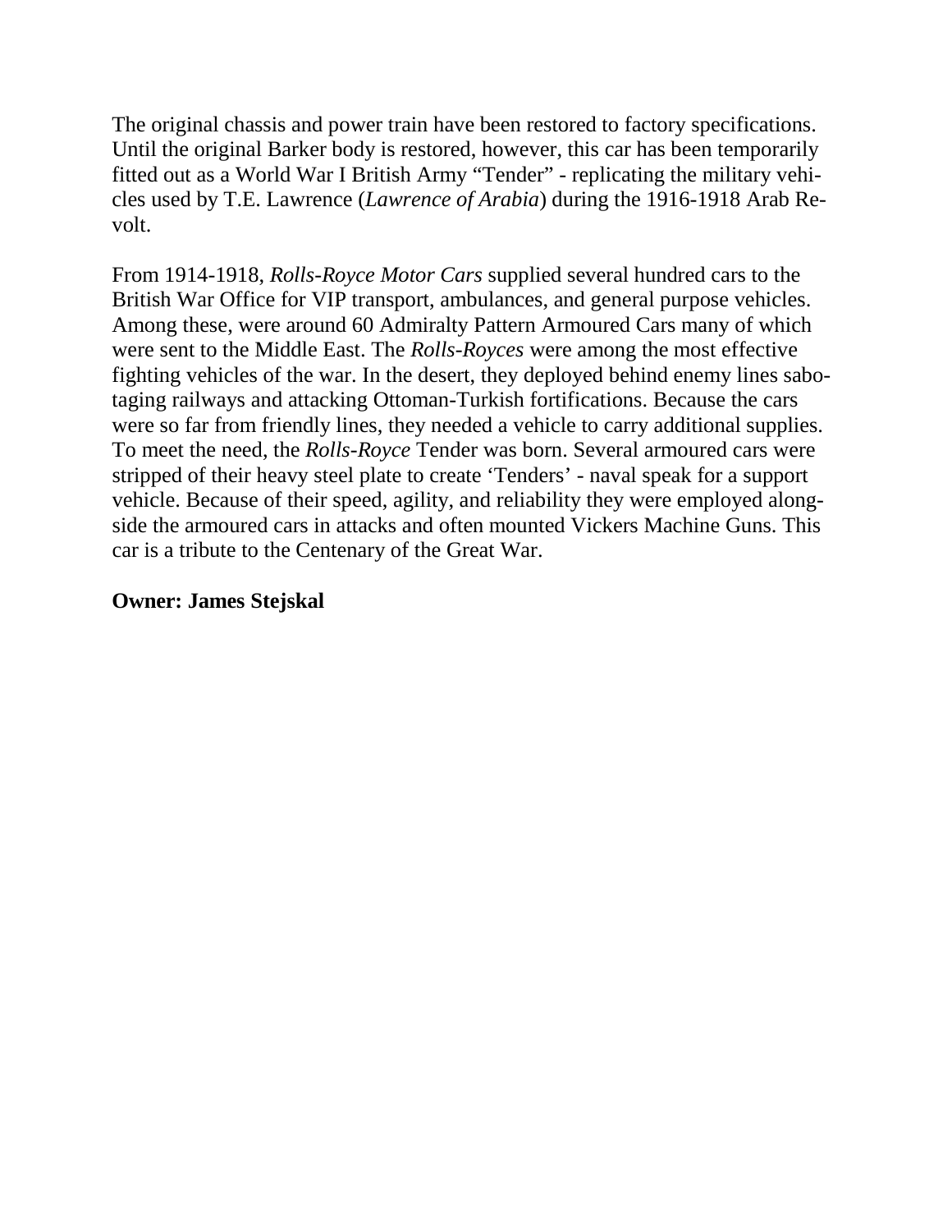The original chassis and power train have been restored to factory specifications. Until the original Barker body is restored, however, this car has been temporarily fitted out as a World War I British Army "Tender" - replicating the military vehicles used by T.E. Lawrence (*Lawrence of Arabia*) during the 1916-1918 Arab Revolt.

From 1914-1918, *Rolls-Royce Motor Cars* supplied several hundred cars to the British War Office for VIP transport, ambulances, and general purpose vehicles. Among these, were around 60 Admiralty Pattern Armoured Cars many of which were sent to the Middle East. The *Rolls-Royces* were among the most effective fighting vehicles of the war. In the desert, they deployed behind enemy lines sabotaging railways and attacking Ottoman-Turkish fortifications. Because the cars were so far from friendly lines, they needed a vehicle to carry additional supplies. To meet the need, the *Rolls-Royce* Tender was born. Several armoured cars were stripped of their heavy steel plate to create 'Tenders' - naval speak for a support vehicle. Because of their speed, agility, and reliability they were employed alongside the armoured cars in attacks and often mounted Vickers Machine Guns. This car is a tribute to the Centenary of the Great War.

**Owner: James Stejskal**